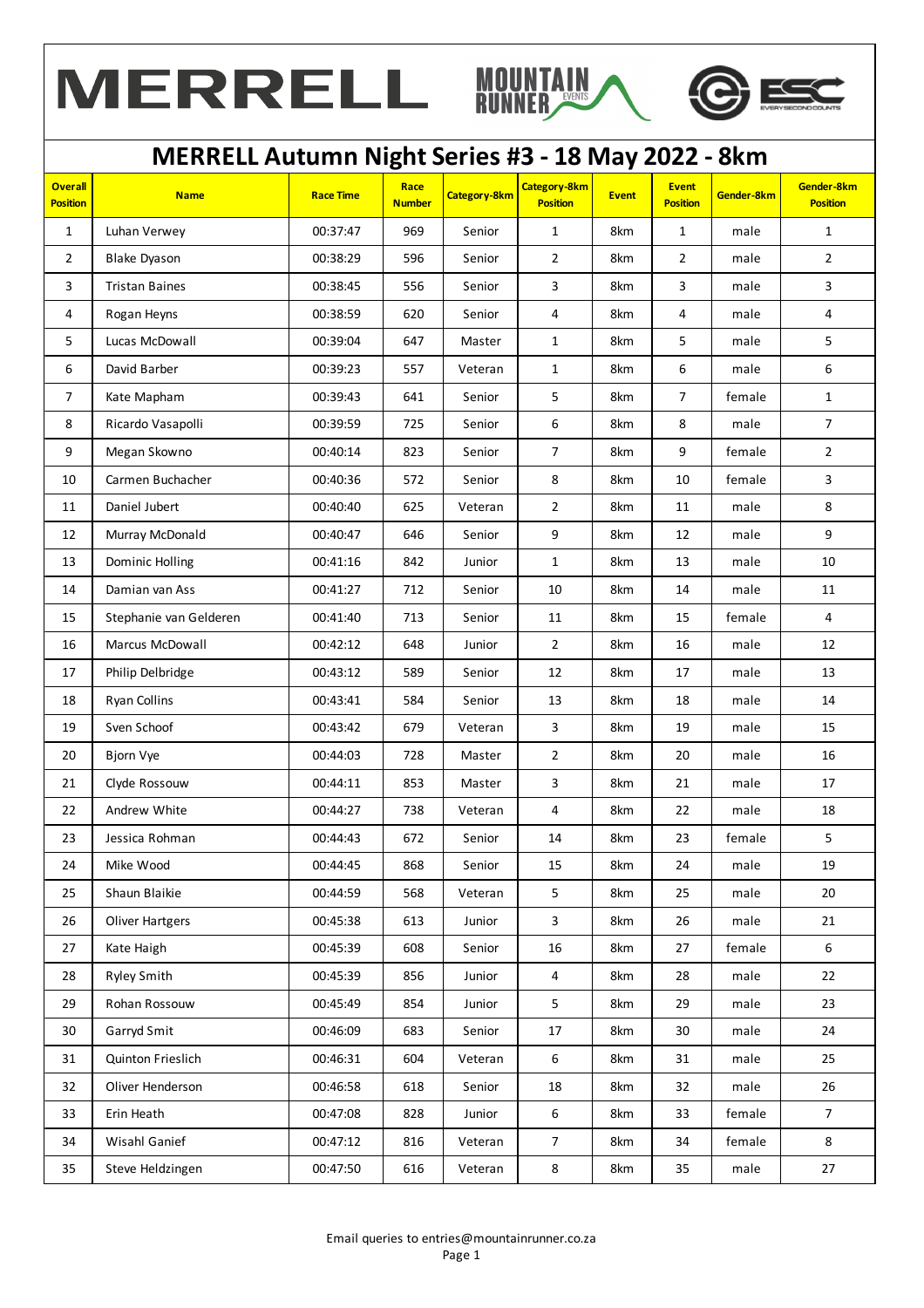MERRELL | MOUNTAIN RUNNER EVENTS | ESC EVERY SECOND COUNTS

# MERRELL Autumn Night Series #3 - 18 May 2022 - 8km

| Overall Position | Name | Race Time | Race Number | Category-8km | Category-8km Position | Event | Event Position | Gender-8km | Gender-8km Position |
|---|---|---|---|---|---|---|---|---|---|
| 1 | Luhan Verwey | 00:37:47 | 969 | Senior | 1 | 8km | 1 | male | 1 |
| 2 | Blake Dyason | 00:38:29 | 596 | Senior | 2 | 8km | 2 | male | 2 |
| 3 | Tristan Baines | 00:38:45 | 556 | Senior | 3 | 8km | 3 | male | 3 |
| 4 | Rogan Heyns | 00:38:59 | 620 | Senior | 4 | 8km | 4 | male | 4 |
| 5 | Lucas McDowall | 00:39:04 | 647 | Master | 1 | 8km | 5 | male | 5 |
| 6 | David Barber | 00:39:23 | 557 | Veteran | 1 | 8km | 6 | male | 6 |
| 7 | Kate Mapham | 00:39:43 | 641 | Senior | 5 | 8km | 7 | female | 1 |
| 8 | Ricardo Vasapolli | 00:39:59 | 725 | Senior | 6 | 8km | 8 | male | 7 |
| 9 | Megan Skowno | 00:40:14 | 823 | Senior | 7 | 8km | 9 | female | 2 |
| 10 | Carmen Buchacher | 00:40:36 | 572 | Senior | 8 | 8km | 10 | female | 3 |
| 11 | Daniel Jubert | 00:40:40 | 625 | Veteran | 2 | 8km | 11 | male | 8 |
| 12 | Murray McDonald | 00:40:47 | 646 | Senior | 9 | 8km | 12 | male | 9 |
| 13 | Dominic Holling | 00:41:16 | 842 | Junior | 1 | 8km | 13 | male | 10 |
| 14 | Damian van Ass | 00:41:27 | 712 | Senior | 10 | 8km | 14 | male | 11 |
| 15 | Stephanie van Gelderen | 00:41:40 | 713 | Senior | 11 | 8km | 15 | female | 4 |
| 16 | Marcus McDowall | 00:42:12 | 648 | Junior | 2 | 8km | 16 | male | 12 |
| 17 | Philip Delbridge | 00:43:12 | 589 | Senior | 12 | 8km | 17 | male | 13 |
| 18 | Ryan Collins | 00:43:41 | 584 | Senior | 13 | 8km | 18 | male | 14 |
| 19 | Sven Schoof | 00:43:42 | 679 | Veteran | 3 | 8km | 19 | male | 15 |
| 20 | Bjorn Vye | 00:44:03 | 728 | Master | 2 | 8km | 20 | male | 16 |
| 21 | Clyde Rossouw | 00:44:11 | 853 | Master | 3 | 8km | 21 | male | 17 |
| 22 | Andrew White | 00:44:27 | 738 | Veteran | 4 | 8km | 22 | male | 18 |
| 23 | Jessica Rohman | 00:44:43 | 672 | Senior | 14 | 8km | 23 | female | 5 |
| 24 | Mike Wood | 00:44:45 | 868 | Senior | 15 | 8km | 24 | male | 19 |
| 25 | Shaun Blaikie | 00:44:59 | 568 | Veteran | 5 | 8km | 25 | male | 20 |
| 26 | Oliver Hartgers | 00:45:38 | 613 | Junior | 3 | 8km | 26 | male | 21 |
| 27 | Kate Haigh | 00:45:39 | 608 | Senior | 16 | 8km | 27 | female | 6 |
| 28 | Ryley Smith | 00:45:39 | 856 | Junior | 4 | 8km | 28 | male | 22 |
| 29 | Rohan Rossouw | 00:45:49 | 854 | Junior | 5 | 8km | 29 | male | 23 |
| 30 | Garryd Smit | 00:46:09 | 683 | Senior | 17 | 8km | 30 | male | 24 |
| 31 | Quinton Frieslich | 00:46:31 | 604 | Veteran | 6 | 8km | 31 | male | 25 |
| 32 | Oliver Henderson | 00:46:58 | 618 | Senior | 18 | 8km | 32 | male | 26 |
| 33 | Erin Heath | 00:47:08 | 828 | Junior | 6 | 8km | 33 | female | 7 |
| 34 | Wisahl Ganief | 00:47:12 | 816 | Veteran | 7 | 8km | 34 | female | 8 |
| 35 | Steve Heldzingen | 00:47:50 | 616 | Veteran | 8 | 8km | 35 | male | 27 |

Email queries to entries@mountainrunner.co.za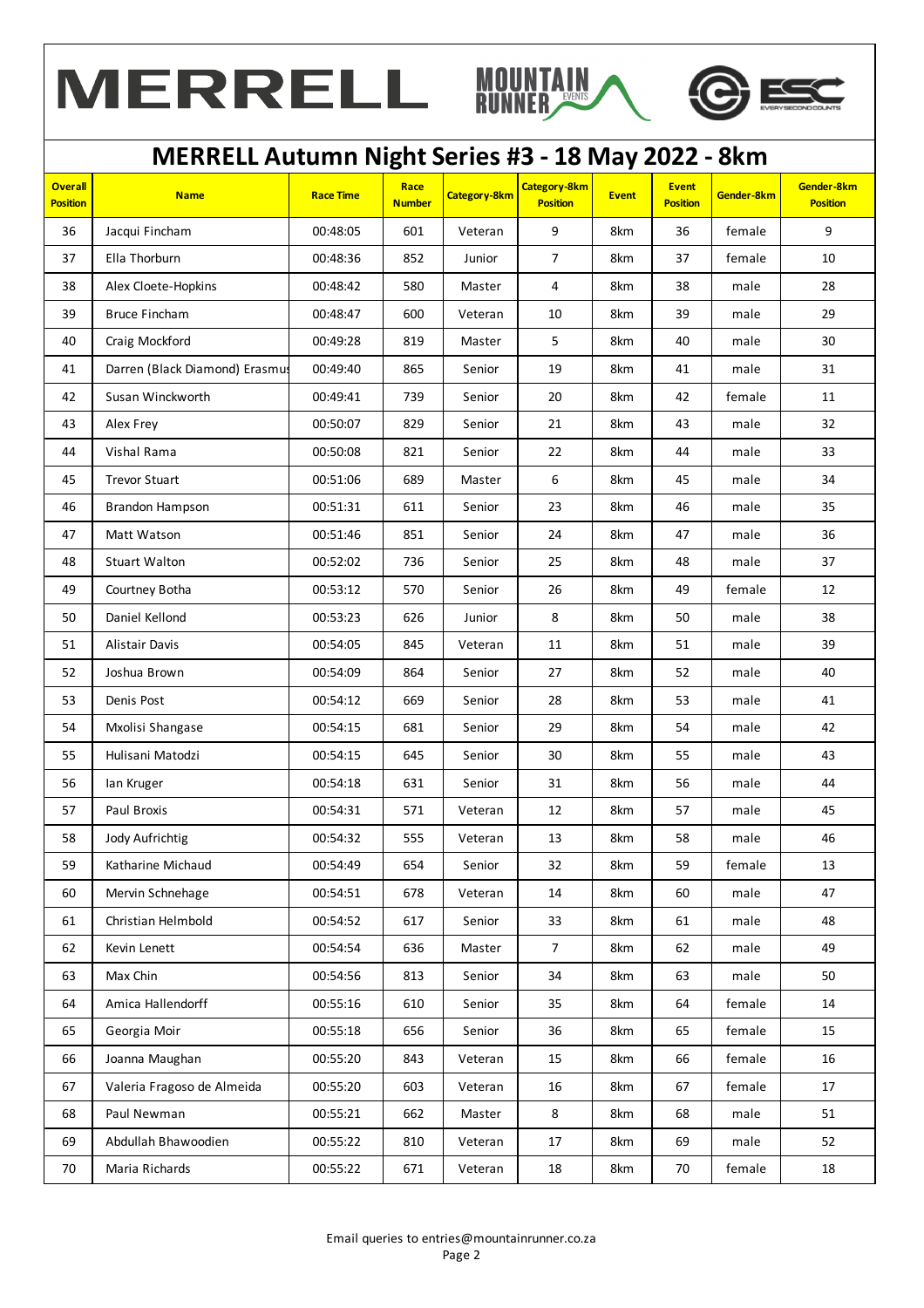# MERRELL Autumn Night Series #3 - 18 May 2022 - 8km

| Overall Position | Name | Race Time | Race Number | Category-8km | Category-8km Position | Event | Event Position | Gender-8km | Gender-8km Position |
|---|---|---|---|---|---|---|---|---|---|
| 36 | Jacqui Fincham | 00:48:05 | 601 | Veteran | 9 | 8km | 36 | female | 9 |
| 37 | Ella Thorburn | 00:48:36 | 852 | Junior | 7 | 8km | 37 | female | 10 |
| 38 | Alex Cloete-Hopkins | 00:48:42 | 580 | Master | 4 | 8km | 38 | male | 28 |
| 39 | Bruce Fincham | 00:48:47 | 600 | Veteran | 10 | 8km | 39 | male | 29 |
| 40 | Craig Mockford | 00:49:28 | 819 | Master | 5 | 8km | 40 | male | 30 |
| 41 | Darren (Black Diamond) Erasmus | 00:49:40 | 865 | Senior | 19 | 8km | 41 | male | 31 |
| 42 | Susan Winckworth | 00:49:41 | 739 | Senior | 20 | 8km | 42 | female | 11 |
| 43 | Alex Frey | 00:50:07 | 829 | Senior | 21 | 8km | 43 | male | 32 |
| 44 | Vishal Rama | 00:50:08 | 821 | Senior | 22 | 8km | 44 | male | 33 |
| 45 | Trevor Stuart | 00:51:06 | 689 | Master | 6 | 8km | 45 | male | 34 |
| 46 | Brandon Hampson | 00:51:31 | 611 | Senior | 23 | 8km | 46 | male | 35 |
| 47 | Matt Watson | 00:51:46 | 851 | Senior | 24 | 8km | 47 | male | 36 |
| 48 | Stuart Walton | 00:52:02 | 736 | Senior | 25 | 8km | 48 | male | 37 |
| 49 | Courtney Botha | 00:53:12 | 570 | Senior | 26 | 8km | 49 | female | 12 |
| 50 | Daniel Kellond | 00:53:23 | 626 | Junior | 8 | 8km | 50 | male | 38 |
| 51 | Alistair Davis | 00:54:05 | 845 | Veteran | 11 | 8km | 51 | male | 39 |
| 52 | Joshua Brown | 00:54:09 | 864 | Senior | 27 | 8km | 52 | male | 40 |
| 53 | Denis Post | 00:54:12 | 669 | Senior | 28 | 8km | 53 | male | 41 |
| 54 | Mxolisi Shangase | 00:54:15 | 681 | Senior | 29 | 8km | 54 | male | 42 |
| 55 | Hulisani Matodzi | 00:54:15 | 645 | Senior | 30 | 8km | 55 | male | 43 |
| 56 | Ian Kruger | 00:54:18 | 631 | Senior | 31 | 8km | 56 | male | 44 |
| 57 | Paul Broxis | 00:54:31 | 571 | Veteran | 12 | 8km | 57 | male | 45 |
| 58 | Jody Aufrichtig | 00:54:32 | 555 | Veteran | 13 | 8km | 58 | male | 46 |
| 59 | Katharine Michaud | 00:54:49 | 654 | Senior | 32 | 8km | 59 | female | 13 |
| 60 | Mervin Schnehage | 00:54:51 | 678 | Veteran | 14 | 8km | 60 | male | 47 |
| 61 | Christian Helmbold | 00:54:52 | 617 | Senior | 33 | 8km | 61 | male | 48 |
| 62 | Kevin Lenett | 00:54:54 | 636 | Master | 7 | 8km | 62 | male | 49 |
| 63 | Max Chin | 00:54:56 | 813 | Senior | 34 | 8km | 63 | male | 50 |
| 64 | Amica Hallendorff | 00:55:16 | 610 | Senior | 35 | 8km | 64 | female | 14 |
| 65 | Georgia Moir | 00:55:18 | 656 | Senior | 36 | 8km | 65 | female | 15 |
| 66 | Joanna Maughan | 00:55:20 | 843 | Veteran | 15 | 8km | 66 | female | 16 |
| 67 | Valeria Fragoso de Almeida | 00:55:20 | 603 | Veteran | 16 | 8km | 67 | female | 17 |
| 68 | Paul Newman | 00:55:21 | 662 | Master | 8 | 8km | 68 | male | 51 |
| 69 | Abdullah Bhawoodien | 00:55:22 | 810 | Veteran | 17 | 8km | 69 | male | 52 |
| 70 | Maria Richards | 00:55:22 | 671 | Veteran | 18 | 8km | 70 | female | 18 |

Email queries to entries@mountainrunner.co.za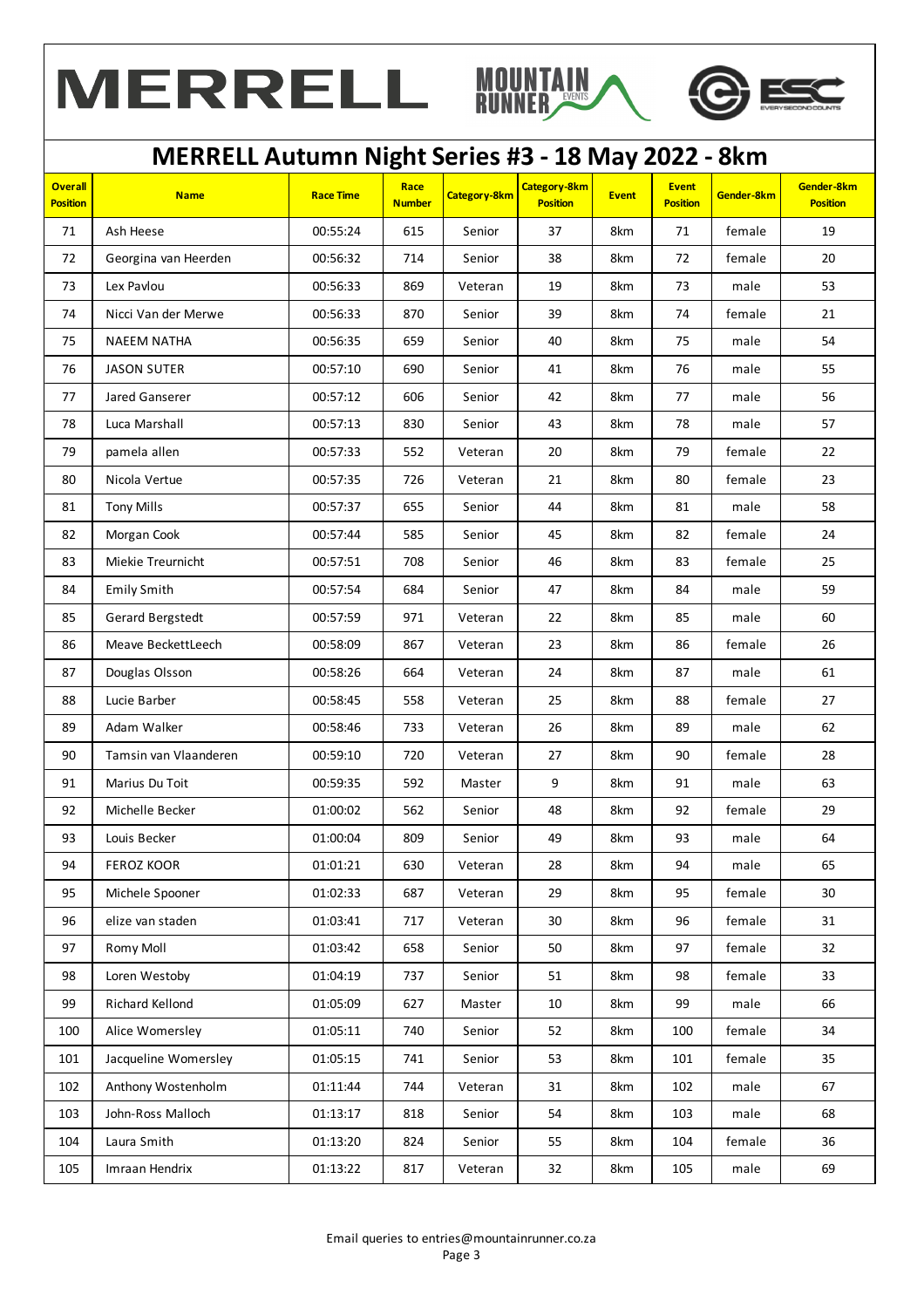# MERRELL Autumn Night Series #3 - 18 May 2022 - 8km

| Overall Position | Name | Race Time | Race Number | Category-8km | Category-8km Position | Event | Event Position | Gender-8km | Gender-8km Position |
|---|---|---|---|---|---|---|---|---|---|
| 71 | Ash Heese | 00:55:24 | 615 | Senior | 37 | 8km | 71 | female | 19 |
| 72 | Georgina van Heerden | 00:56:32 | 714 | Senior | 38 | 8km | 72 | female | 20 |
| 73 | Lex Pavlou | 00:56:33 | 869 | Veteran | 19 | 8km | 73 | male | 53 |
| 74 | Nicci Van der Merwe | 00:56:33 | 870 | Senior | 39 | 8km | 74 | female | 21 |
| 75 | NAEEM NATHA | 00:56:35 | 659 | Senior | 40 | 8km | 75 | male | 54 |
| 76 | JASON SUTER | 00:57:10 | 690 | Senior | 41 | 8km | 76 | male | 55 |
| 77 | Jared Ganserer | 00:57:12 | 606 | Senior | 42 | 8km | 77 | male | 56 |
| 78 | Luca Marshall | 00:57:13 | 830 | Senior | 43 | 8km | 78 | male | 57 |
| 79 | pamela allen | 00:57:33 | 552 | Veteran | 20 | 8km | 79 | female | 22 |
| 80 | Nicola Vertue | 00:57:35 | 726 | Veteran | 21 | 8km | 80 | female | 23 |
| 81 | Tony Mills | 00:57:37 | 655 | Senior | 44 | 8km | 81 | male | 58 |
| 82 | Morgan Cook | 00:57:44 | 585 | Senior | 45 | 8km | 82 | female | 24 |
| 83 | Miekie Treurnicht | 00:57:51 | 708 | Senior | 46 | 8km | 83 | female | 25 |
| 84 | Emily Smith | 00:57:54 | 684 | Senior | 47 | 8km | 84 | male | 59 |
| 85 | Gerard Bergstedt | 00:57:59 | 971 | Veteran | 22 | 8km | 85 | male | 60 |
| 86 | Meave BeckettLeech | 00:58:09 | 867 | Veteran | 23 | 8km | 86 | female | 26 |
| 87 | Douglas Olsson | 00:58:26 | 664 | Veteran | 24 | 8km | 87 | male | 61 |
| 88 | Lucie Barber | 00:58:45 | 558 | Veteran | 25 | 8km | 88 | female | 27 |
| 89 | Adam Walker | 00:58:46 | 733 | Veteran | 26 | 8km | 89 | male | 62 |
| 90 | Tamsin van Vlaanderen | 00:59:10 | 720 | Veteran | 27 | 8km | 90 | female | 28 |
| 91 | Marius Du Toit | 00:59:35 | 592 | Master | 9 | 8km | 91 | male | 63 |
| 92 | Michelle Becker | 01:00:02 | 562 | Senior | 48 | 8km | 92 | female | 29 |
| 93 | Louis Becker | 01:00:04 | 809 | Senior | 49 | 8km | 93 | male | 64 |
| 94 | FEROZ KOOR | 01:01:21 | 630 | Veteran | 28 | 8km | 94 | male | 65 |
| 95 | Michele Spooner | 01:02:33 | 687 | Veteran | 29 | 8km | 95 | female | 30 |
| 96 | elize van staden | 01:03:41 | 717 | Veteran | 30 | 8km | 96 | female | 31 |
| 97 | Romy Moll | 01:03:42 | 658 | Senior | 50 | 8km | 97 | female | 32 |
| 98 | Loren Westoby | 01:04:19 | 737 | Senior | 51 | 8km | 98 | female | 33 |
| 99 | Richard Kellond | 01:05:09 | 627 | Master | 10 | 8km | 99 | male | 66 |
| 100 | Alice Womersley | 01:05:11 | 740 | Senior | 52 | 8km | 100 | female | 34 |
| 101 | Jacqueline Womersley | 01:05:15 | 741 | Senior | 53 | 8km | 101 | female | 35 |
| 102 | Anthony Wostenholm | 01:11:44 | 744 | Veteran | 31 | 8km | 102 | male | 67 |
| 103 | John-Ross Malloch | 01:13:17 | 818 | Senior | 54 | 8km | 103 | male | 68 |
| 104 | Laura Smith | 01:13:20 | 824 | Senior | 55 | 8km | 104 | female | 36 |
| 105 | Imraan Hendrix | 01:13:22 | 817 | Veteran | 32 | 8km | 105 | male | 69 |

Email queries to entries@mountainrunner.co.za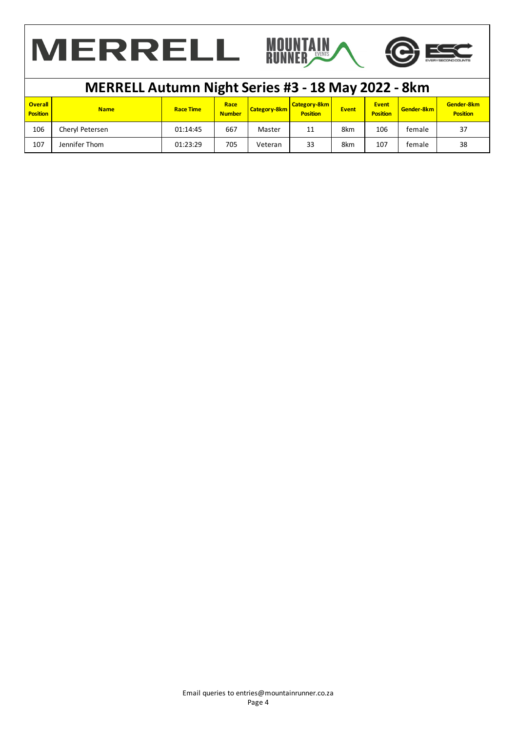MERRELL MOUNTAIN RUNNER EVENTS ESC

# MERRELL Autumn Night Series #3 - 18 May 2022 - 8km

| Overall Position | Name | Race Time | Race Number | Category-8km | Category-8km Position | Event | Event Position | Gender-8km | Gender-8km Position |
|---|---|---|---|---|---|---|---|---|---|
| 106 | Cheryl Petersen | 01:14:45 | 667 | Master | 11 | 8km | 106 | female | 37 |
| 107 | Jennifer Thom | 01:23:29 | 705 | Veteran | 33 | 8km | 107 | female | 38 |

Email queries to entries@mountainrunner.co.za